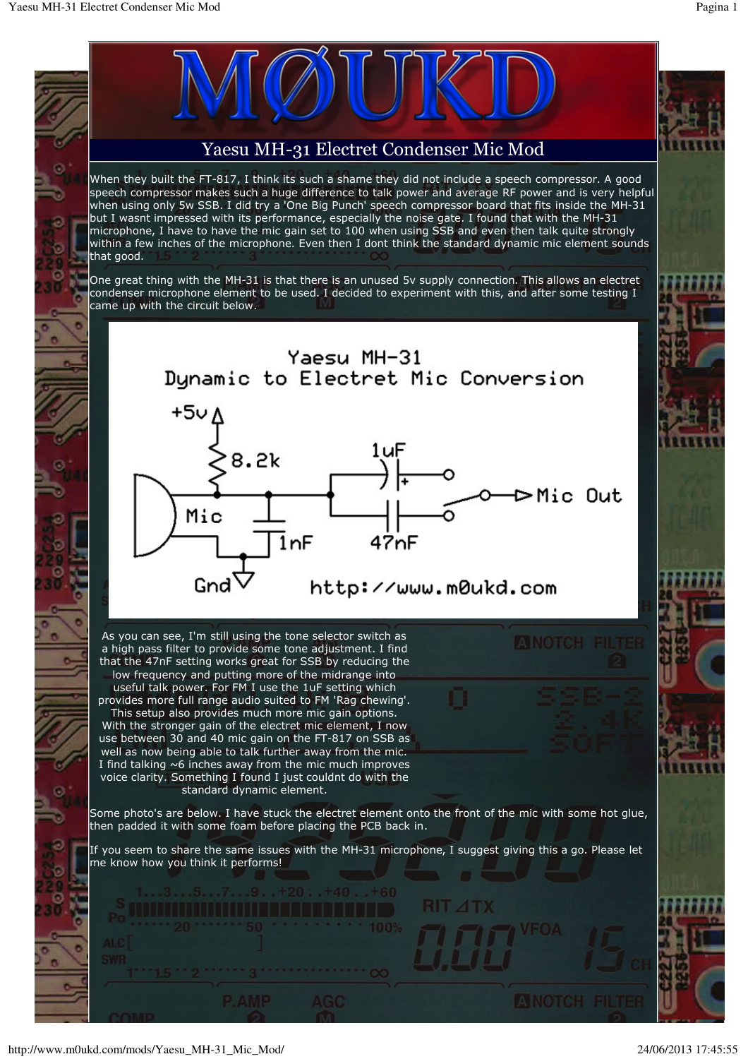# MØUKD

## Yaesu MH-31 Electret Condenser Mic Mod

When they built the FT-817, I think its such a shame they did not include a speech compressor. A good speech compressor makes such a huge difference to talk power and average RF power and is very helpful when using only 5w SSB. I did try a 'One Big Punch' speech compressor board that fits inside the MH-31 but I wasnt impressed with its performance, especially the noise gate. I found that with the MH-31 microphone, I have to have the mic gain set to 100 when using SSB and even then talk quite strongly within a few inches of the microphone. Even then I dont think the standard dynamic mic element sounds that good.

One great thing with the MH-31 is that there is an unused 5v supply connection. This allows an electret condenser microphone element to be used. I decided to experiment with this, and after some testing I came up with the circuit below.

Yaesu MH-31
Dynamic to Electret Mic Conversion

+5v
8.2k
1uF
Mic
Mic Out
1nF
47nF
Gnd
http://www.m0ukd.com

As you can see, I'm still using the tone selector switch as a high pass filter to provide some tone adjustment. I find that the 47nF setting works great for SSB by reducing the low frequency and putting more of the midrange into useful talk power. For FM I use the 1uF setting which provides more full range audio suited to FM 'Rag chewing'. This setup also provides much more mic gain options. With the stronger gain of the electret mic element, I now use between 30 and 40 mic gain on the FT-817 on SSB as well as now being able to talk further away from the mic. I find talking ~6 inches away from the mic much improves voice clarity. Something I found I just couldnt do with the standard dynamic element.

Some photo's are below. I have stuck the electret element onto the front of the mic with some hot glue, then padded it with some foam before placing the PCB back in.

If you seem to share the same issues with the MH-31 microphone, I suggest giving this a go. Please let me know how you think it performs!